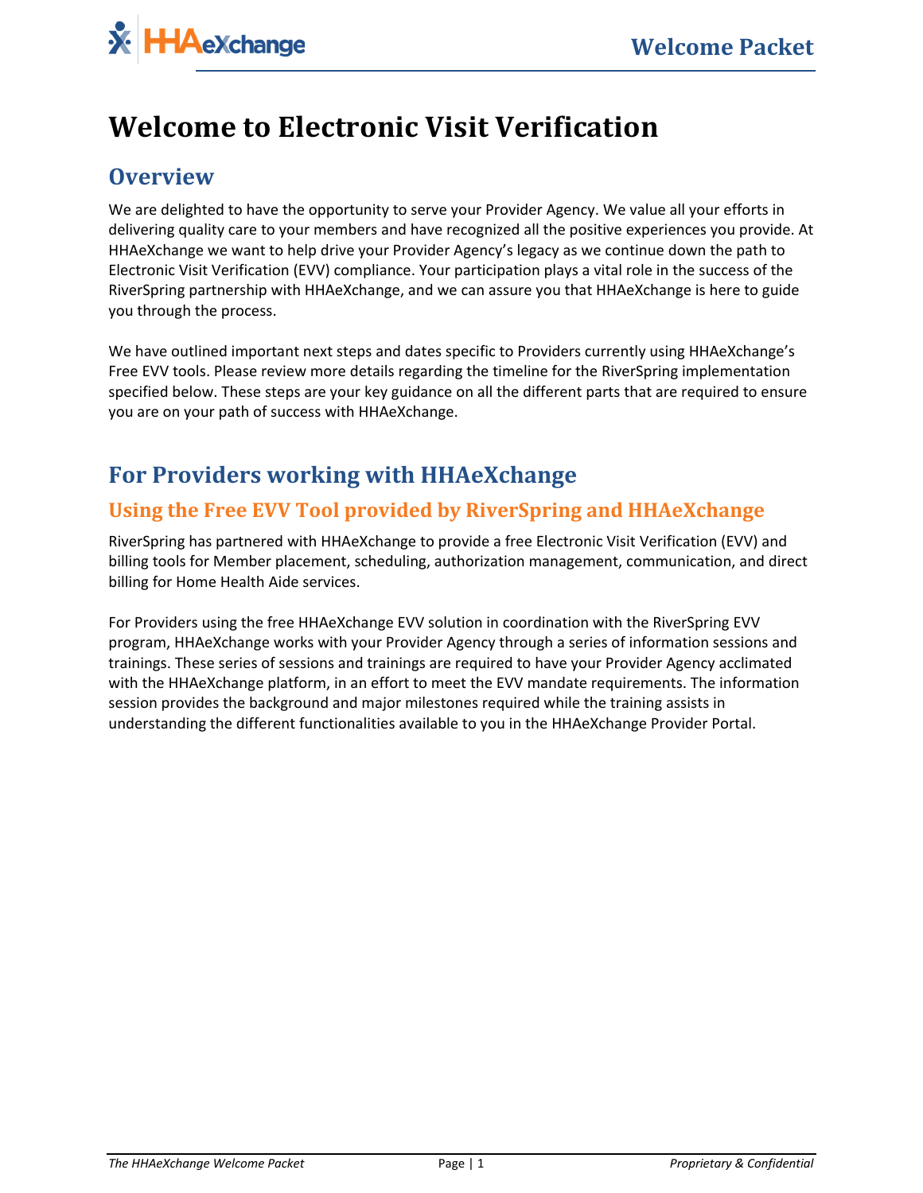# Welcome to Electronic Visit Verification

## Overview

We are delighted to have the opportunity to serve your Provider Agency. We value all your efforts in delivering quality care to your members and have recognized all the positive experiences you provide. At HHAeXchange we want to help drive your Provider Agency's legacy as we continue down the path to Electronic Visit Verification (EVV) compliance. Your participation plays a vital role in the success of the RiverSpring partnership with HHAeXchange, and we can assure you that HHAeXchange is here to guide you through the process.

We have outlined important next steps and dates specific to Providers currently using HHAeXchange's Free EVV tools. Please review more details regarding the timeline for the RiverSpring implementation specified below. These steps are your key guidance on all the different parts that are required to ensure you are on your path of success with HHAeXchange.

## For Providers working with HHAeXchange

### Using the Free EVV Tool provided by RiverSpring and HHAeXchange

RiverSpring has partnered with HHAeXchange to provide a free Electronic Visit Verification (EVV) and billing tools for Member placement, scheduling, authorization management, communication, and direct billing for Home Health Aide services.

For Providers using the free HHAeXchange EVV solution in coordination with the RiverSpring EVV program, HHAeXchange works with your Provider Agency through a series of information sessions and trainings. These series of sessions and trainings are required to have your Provider Agency acclimated with the HHAeXchange platform, in an effort to meet the EVV mandate requirements. The information session provides the background and major milestones required while the training assists in understanding the different functionalities available to you in the HHAeXchange Provider Portal.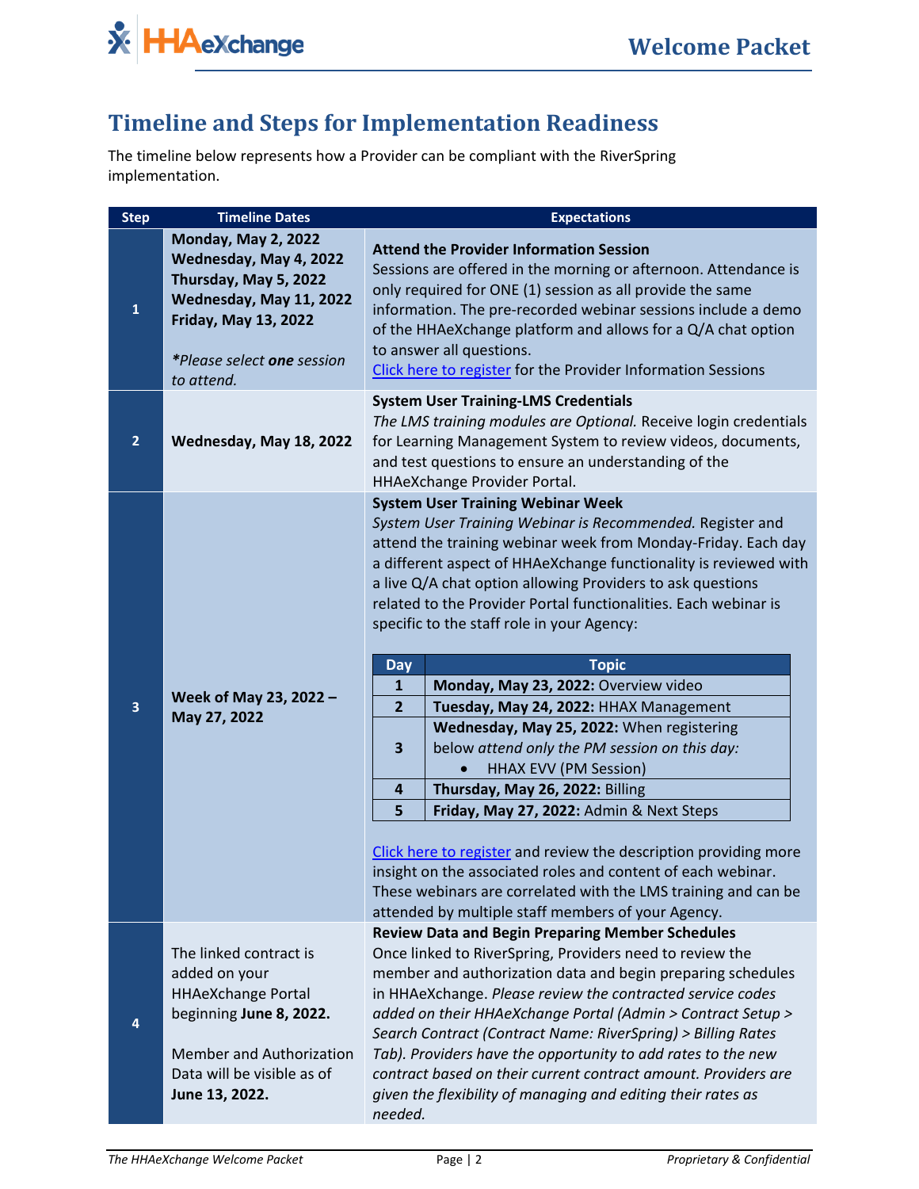# Timeline and Steps for Implementation Readiness

The timeline below represents how a Provider can be compliant with the RiverSpring implementation.

| Step | Timeline Dates | Expectations |
|---|---|---|
| 1 | **Monday, May 2, 2022**<br>**Wednesday, May 4, 2022**<br>**Thursday, May 5, 2022**<br>**Wednesday, May 11, 2022**<br>**Friday, May 13, 2022**<br><br>*\*Please select **one** session to attend.* | **Attend the Provider Information Session**<br>Sessions are offered in the morning or afternoon. Attendance is only required for ONE (1) session as all provide the same information. The pre-recorded webinar sessions include a demo of the HHAeXchange platform and allows for a Q/A chat option to answer all questions.<br>Click here to register for the Provider Information Sessions |
| 2 | **Wednesday, May 18, 2022** | **System User Training-LMS Credentials**<br>*The LMS training modules are Optional.* Receive login credentials for Learning Management System to review videos, documents, and test questions to ensure an understanding of the HHAeXchange Provider Portal. |
| 3 | **Week of May 23, 2022 – May 27, 2022** | **System User Training Webinar Week**<br>*System User Training Webinar is Recommended.* Register and attend the training webinar week from Monday-Friday. Each day a different aspect of HHAeXchange functionality is reviewed with a live Q/A chat option allowing Providers to ask questions related to the Provider Portal functionalities. Each webinar is specific to the staff role in your Agency:<br><br>**Day 1** – **Monday, May 23, 2022:** Overview video<br>**Day 2** – **Tuesday, May 24, 2022:** HHAX Management<br>**Day 3** – **Wednesday, May 25, 2022:** When registering below *attend only the PM session on this day:*<br>• HHAX EVV (PM Session)<br>**Day 4** – **Thursday, May 26, 2022:** Billing<br>**Day 5** – **Friday, May 27, 2022:** Admin & Next Steps<br><br>Click here to register and review the description providing more insight on the associated roles and content of each webinar. These webinars are correlated with the LMS training and can be attended by multiple staff members of your Agency. |
| 4 | The linked contract is added on your HHAeXchange Portal beginning **June 8, 2022.**<br><br>Member and Authorization Data will be visible as of **June 13, 2022.** | **Review Data and Begin Preparing Member Schedules**<br>Once linked to RiverSpring, Providers need to review the member and authorization data and begin preparing schedules in HHAeXchange. *Please review the contracted service codes added on their HHAeXchange Portal (Admin > Contract Setup > Search Contract (Contract Name: RiverSpring) > Billing Rates Tab). Providers have the opportunity to add rates to the new contract based on their current contract amount. Providers are given the flexibility of managing and editing their rates as needed.* |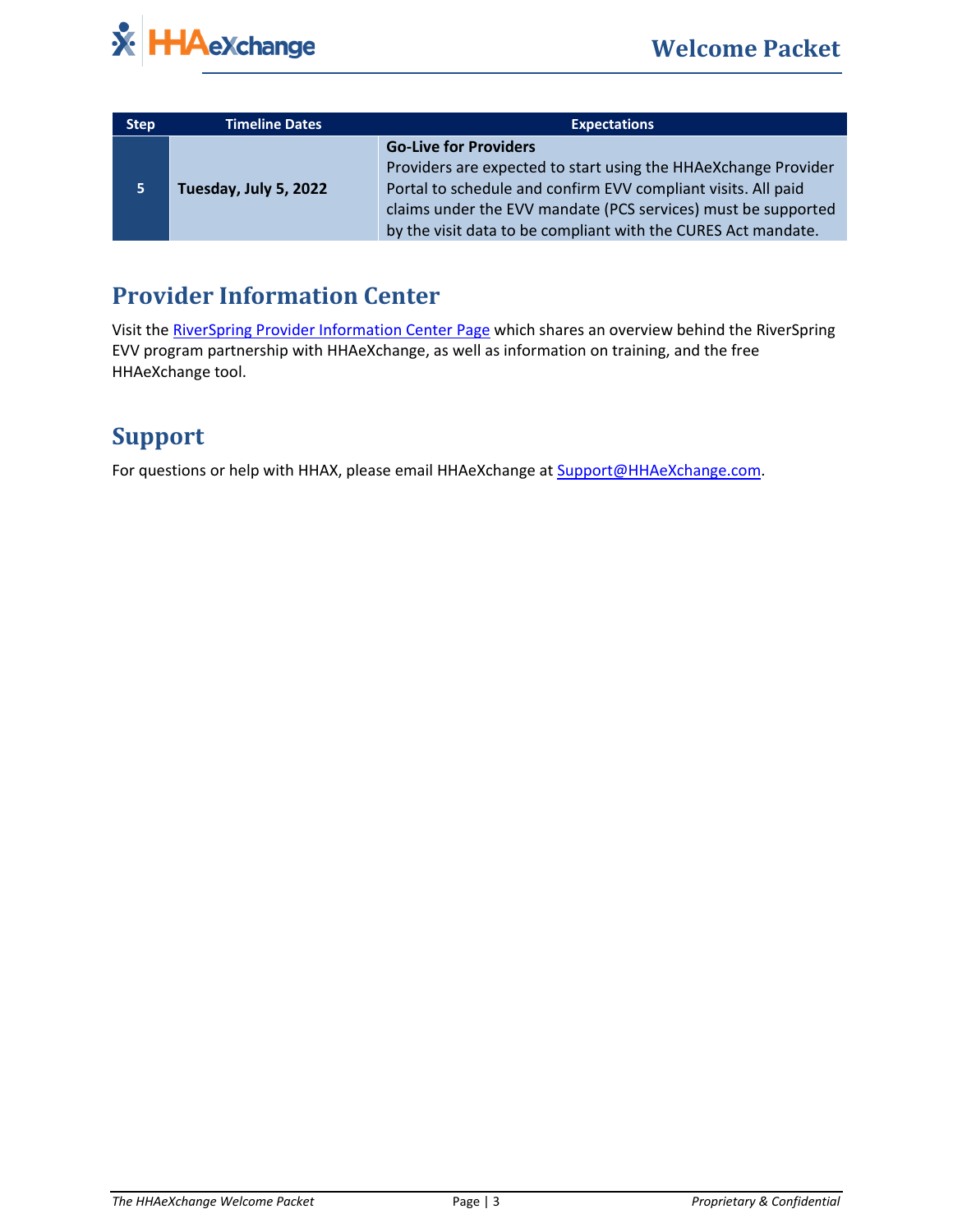| Step | Timeline Dates | Expectations |
|---|---|---|
| 5 | **Tuesday, July 5, 2022** | **Go-Live for Providers** Providers are expected to start using the HHAeXchange Provider Portal to schedule and confirm EVV compliant visits. All paid claims under the EVV mandate (PCS services) must be supported by the visit data to be compliant with the CURES Act mandate. |

## Provider Information Center

Visit the RiverSpring Provider Information Center Page which shares an overview behind the RiverSpring EVV program partnership with HHAeXchange, as well as information on training, and the free HHAeXchange tool.

## Support

For questions or help with HHAX, please email HHAeXchange at Support@HHAeXchange.com.